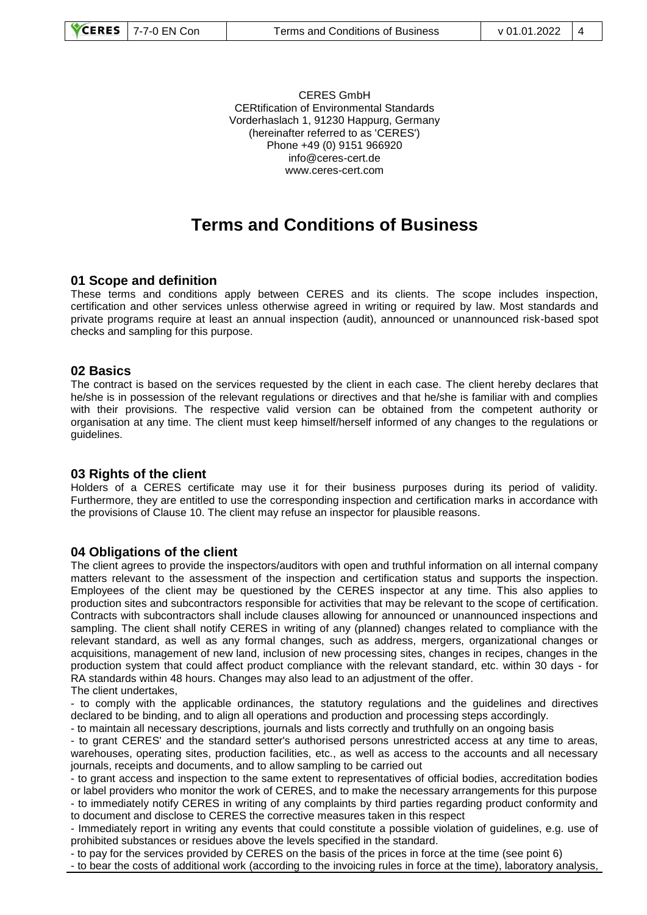CERES GmbH
CERtification of Environmental Standards
Vorderhaslach 1, 91230 Happurg, Germany
(hereinafter referred to as 'CERES')
Phone +49 (0) 9151 966920
info@ceres-cert.de
www.ceres-cert.com

# Terms and Conditions of Business

## 01 Scope and definition

These terms and conditions apply between CERES and its clients. The scope includes inspection, certification and other services unless otherwise agreed in writing or required by law. Most standards and private programs require at least an annual inspection (audit), announced or unannounced risk-based spot checks and sampling for this purpose.

## 02 Basics

The contract is based on the services requested by the client in each case. The client hereby declares that he/she is in possession of the relevant regulations or directives and that he/she is familiar with and complies with their provisions. The respective valid version can be obtained from the competent authority or organisation at any time. The client must keep himself/herself informed of any changes to the regulations or guidelines.

## 03 Rights of the client

Holders of a CERES certificate may use it for their business purposes during its period of validity. Furthermore, they are entitled to use the corresponding inspection and certification marks in accordance with the provisions of Clause 10. The client may refuse an inspector for plausible reasons.

## 04 Obligations of the client

The client agrees to provide the inspectors/auditors with open and truthful information on all internal company matters relevant to the assessment of the inspection and certification status and supports the inspection. Employees of the client may be questioned by the CERES inspector at any time. This also applies to production sites and subcontractors responsible for activities that may be relevant to the scope of certification. Contracts with subcontractors shall include clauses allowing for announced or unannounced inspections and sampling. The client shall notify CERES in writing of any (planned) changes related to compliance with the relevant standard, as well as any formal changes, such as address, mergers, organizational changes or acquisitions, management of new land, inclusion of new processing sites, changes in recipes, changes in the production system that could affect product compliance with the relevant standard, etc. within 30 days - for RA standards within 48 hours. Changes may also lead to an adjustment of the offer.

The client undertakes,

- to comply with the applicable ordinances, the statutory regulations and the guidelines and directives declared to be binding, and to align all operations and production and processing steps accordingly.
- to maintain all necessary descriptions, journals and lists correctly and truthfully on an ongoing basis
- to grant CERES' and the standard setter's authorised persons unrestricted access at any time to areas, warehouses, operating sites, production facilities, etc., as well as access to the accounts and all necessary journals, receipts and documents, and to allow sampling to be carried out
- to grant access and inspection to the same extent to representatives of official bodies, accreditation bodies or label providers who monitor the work of CERES, and to make the necessary arrangements for this purpose
- to immediately notify CERES in writing of any complaints by third parties regarding product conformity and to document and disclose to CERES the corrective measures taken in this respect
- Immediately report in writing any events that could constitute a possible violation of guidelines, e.g. use of prohibited substances or residues above the levels specified in the standard.
- to pay for the services provided by CERES on the basis of the prices in force at the time (see point 6)
- to bear the costs of additional work (according to the invoicing rules in force at the time), laboratory analysis,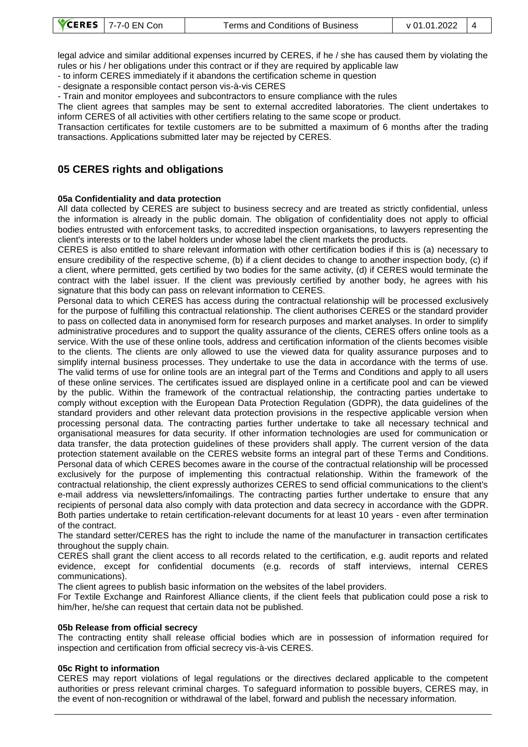legal advice and similar additional expenses incurred by CERES, if he / she has caused them by violating the rules or his / her obligations under this contract or if they are required by applicable law

- to inform CERES immediately if it abandons the certification scheme in question
- designate a responsible contact person vis-à-vis CERES
- Train and monitor employees and subcontractors to ensure compliance with the rules

The client agrees that samples may be sent to external accredited laboratories. The client undertakes to inform CERES of all activities with other certifiers relating to the same scope or product.

Transaction certificates for textile customers are to be submitted a maximum of 6 months after the trading transactions. Applications submitted later may be rejected by CERES.

## 05 CERES rights and obligations

### 05a Confidentiality and data protection

All data collected by CERES are subject to business secrecy and are treated as strictly confidential, unless the information is already in the public domain. The obligation of confidentiality does not apply to official bodies entrusted with enforcement tasks, to accredited inspection organisations, to lawyers representing the client's interests or to the label holders under whose label the client markets the products.

CERES is also entitled to share relevant information with other certification bodies if this is (a) necessary to ensure credibility of the respective scheme, (b) if a client decides to change to another inspection body, (c) if a client, where permitted, gets certified by two bodies for the same activity, (d) if CERES would terminate the contract with the label issuer. If the client was previously certified by another body, he agrees with his signature that this body can pass on relevant information to CERES.

Personal data to which CERES has access during the contractual relationship will be processed exclusively for the purpose of fulfilling this contractual relationship. The client authorises CERES or the standard provider to pass on collected data in anonymised form for research purposes and market analyses. In order to simplify administrative procedures and to support the quality assurance of the clients, CERES offers online tools as a service. With the use of these online tools, address and certification information of the clients becomes visible to the clients. The clients are only allowed to use the viewed data for quality assurance purposes and to simplify internal business processes. They undertake to use the data in accordance with the terms of use. The valid terms of use for online tools are an integral part of the Terms and Conditions and apply to all users of these online services. The certificates issued are displayed online in a certificate pool and can be viewed by the public. Within the framework of the contractual relationship, the contracting parties undertake to comply without exception with the European Data Protection Regulation (GDPR), the data guidelines of the standard providers and other relevant data protection provisions in the respective applicable version when processing personal data. The contracting parties further undertake to take all necessary technical and organisational measures for data security. If other information technologies are used for communication or data transfer, the data protection guidelines of these providers shall apply. The current version of the data protection statement available on the CERES website forms an integral part of these Terms and Conditions. Personal data of which CERES becomes aware in the course of the contractual relationship will be processed exclusively for the purpose of implementing this contractual relationship. Within the framework of the contractual relationship, the client expressly authorizes CERES to send official communications to the client's e-mail address via newsletters/infomailings. The contracting parties further undertake to ensure that any recipients of personal data also comply with data protection and data secrecy in accordance with the GDPR. Both parties undertake to retain certification-relevant documents for at least 10 years - even after termination of the contract.

The standard setter/CERES has the right to include the name of the manufacturer in transaction certificates throughout the supply chain.

CERES shall grant the client access to all records related to the certification, e.g. audit reports and related evidence, except for confidential documents (e.g. records of staff interviews, internal CERES communications).

The client agrees to publish basic information on the websites of the label providers.

For Textile Exchange and Rainforest Alliance clients, if the client feels that publication could pose a risk to him/her, he/she can request that certain data not be published.

### 05b Release from official secrecy

The contracting entity shall release official bodies which are in possession of information required for inspection and certification from official secrecy vis-à-vis CERES.

### 05c Right to information

CERES may report violations of legal regulations or the directives declared applicable to the competent authorities or press relevant criminal charges. To safeguard information to possible buyers, CERES may, in the event of non-recognition or withdrawal of the label, forward and publish the necessary information.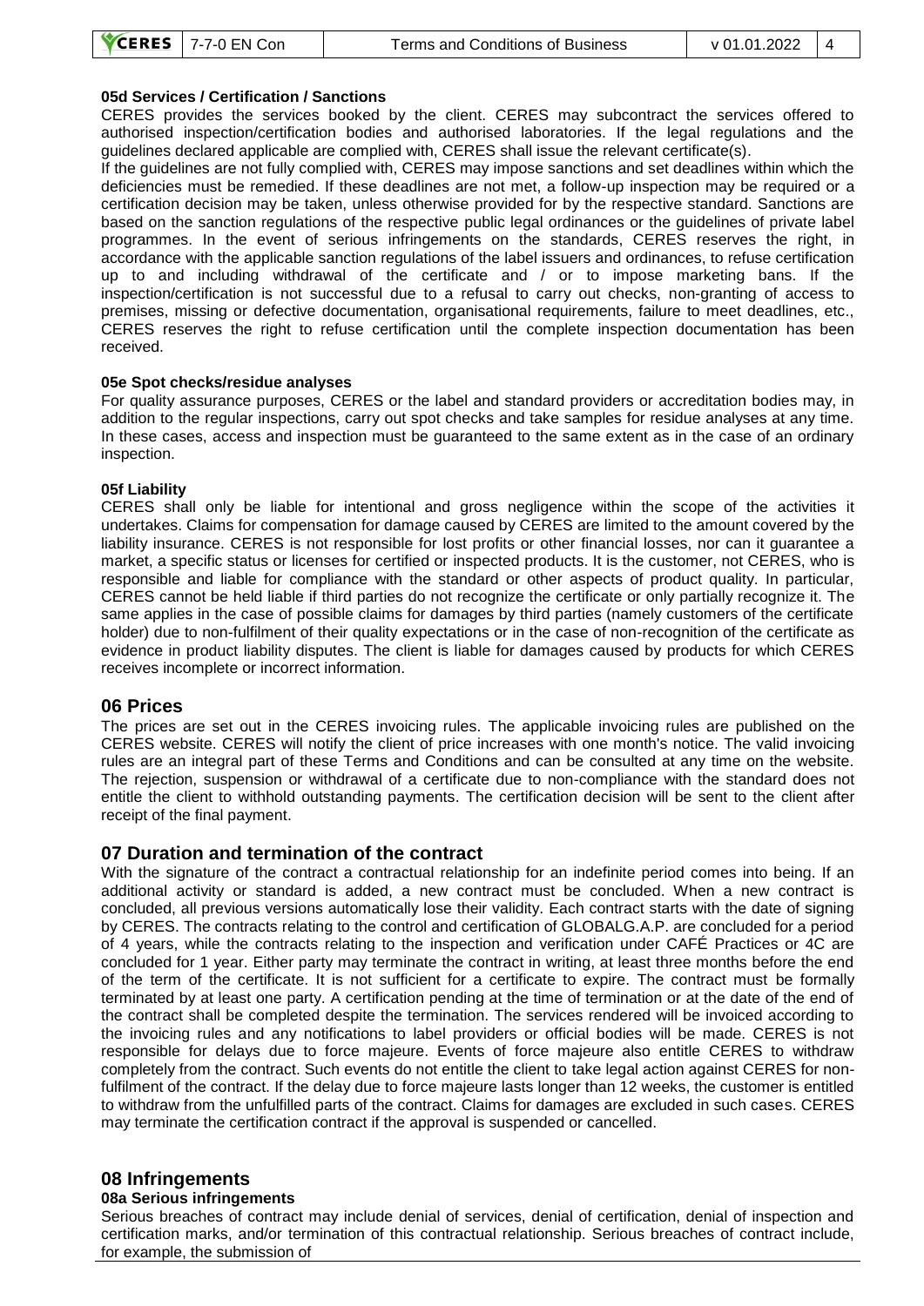#### 05d Services / Certification / Sanctions

CERES provides the services booked by the client. CERES may subcontract the services offered to authorised inspection/certification bodies and authorised laboratories. If the legal regulations and the guidelines declared applicable are complied with, CERES shall issue the relevant certificate(s).

If the guidelines are not fully complied with, CERES may impose sanctions and set deadlines within which the deficiencies must be remedied. If these deadlines are not met, a follow-up inspection may be required or a certification decision may be taken, unless otherwise provided for by the respective standard. Sanctions are based on the sanction regulations of the respective public legal ordinances or the guidelines of private label programmes. In the event of serious infringements on the standards, CERES reserves the right, in accordance with the applicable sanction regulations of the label issuers and ordinances, to refuse certification up to and including withdrawal of the certificate and / or to impose marketing bans. If the inspection/certification is not successful due to a refusal to carry out checks, non-granting of access to premises, missing or defective documentation, organisational requirements, failure to meet deadlines, etc., CERES reserves the right to refuse certification until the complete inspection documentation has been received.

#### 05e Spot checks/residue analyses

For quality assurance purposes, CERES or the label and standard providers or accreditation bodies may, in addition to the regular inspections, carry out spot checks and take samples for residue analyses at any time. In these cases, access and inspection must be guaranteed to the same extent as in the case of an ordinary inspection.

#### 05f Liability

CERES shall only be liable for intentional and gross negligence within the scope of the activities it undertakes. Claims for compensation for damage caused by CERES are limited to the amount covered by the liability insurance. CERES is not responsible for lost profits or other financial losses, nor can it guarantee a market, a specific status or licenses for certified or inspected products. It is the customer, not CERES, who is responsible and liable for compliance with the standard or other aspects of product quality. In particular, CERES cannot be held liable if third parties do not recognize the certificate or only partially recognize it. The same applies in the case of possible claims for damages by third parties (namely customers of the certificate holder) due to non-fulfilment of their quality expectations or in the case of non-recognition of the certificate as evidence in product liability disputes. The client is liable for damages caused by products for which CERES receives incomplete or incorrect information.

## 06 Prices

The prices are set out in the CERES invoicing rules. The applicable invoicing rules are published on the CERES website. CERES will notify the client of price increases with one month's notice. The valid invoicing rules are an integral part of these Terms and Conditions and can be consulted at any time on the website. The rejection, suspension or withdrawal of a certificate due to non-compliance with the standard does not entitle the client to withhold outstanding payments. The certification decision will be sent to the client after receipt of the final payment.

## 07 Duration and termination of the contract

With the signature of the contract a contractual relationship for an indefinite period comes into being. If an additional activity or standard is added, a new contract must be concluded. When a new contract is concluded, all previous versions automatically lose their validity. Each contract starts with the date of signing by CERES. The contracts relating to the control and certification of GLOBALG.A.P. are concluded for a period of 4 years, while the contracts relating to the inspection and verification under CAFÉ Practices or 4C are concluded for 1 year. Either party may terminate the contract in writing, at least three months before the end of the term of the certificate. It is not sufficient for a certificate to expire. The contract must be formally terminated by at least one party. A certification pending at the time of termination or at the date of the end of the contract shall be completed despite the termination. The services rendered will be invoiced according to the invoicing rules and any notifications to label providers or official bodies will be made. CERES is not responsible for delays due to force majeure. Events of force majeure also entitle CERES to withdraw completely from the contract. Such events do not entitle the client to take legal action against CERES for non-fulfilment of the contract. If the delay due to force majeure lasts longer than 12 weeks, the customer is entitled to withdraw from the unfulfilled parts of the contract. Claims for damages are excluded in such cases. CERES may terminate the certification contract if the approval is suspended or cancelled.

## 08 Infringements

#### 08a Serious infringements

Serious breaches of contract may include denial of services, denial of certification, denial of inspection and certification marks, and/or termination of this contractual relationship. Serious breaches of contract include, for example, the submission of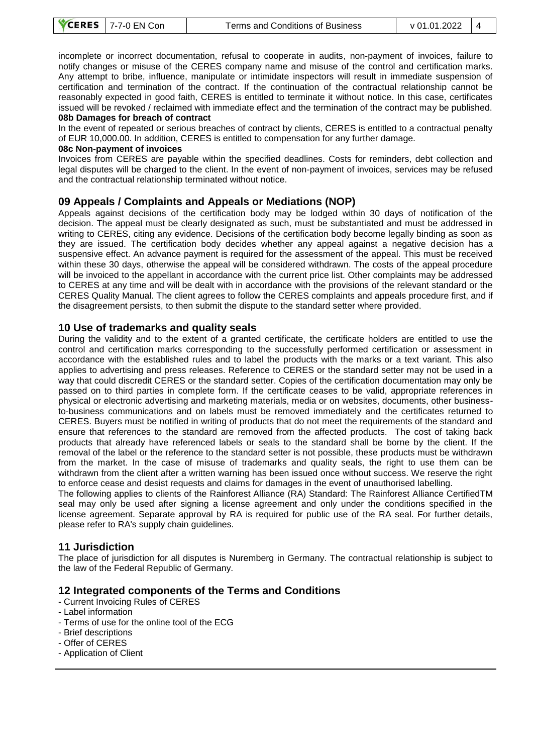incomplete or incorrect documentation, refusal to cooperate in audits, non-payment of invoices, failure to notify changes or misuse of the CERES company name and misuse of the control and certification marks. Any attempt to bribe, influence, manipulate or intimidate inspectors will result in immediate suspension of certification and termination of the contract. If the continuation of the contractual relationship cannot be reasonably expected in good faith, CERES is entitled to terminate it without notice. In this case, certificates issued will be revoked / reclaimed with immediate effect and the termination of the contract may be published.

**08b Damages for breach of contract**

In the event of repeated or serious breaches of contract by clients, CERES is entitled to a contractual penalty of EUR 10,000.00. In addition, CERES is entitled to compensation for any further damage.

**08c Non-payment of invoices**

Invoices from CERES are payable within the specified deadlines. Costs for reminders, debt collection and legal disputes will be charged to the client. In the event of non-payment of invoices, services may be refused and the contractual relationship terminated without notice.

## 09 Appeals / Complaints and Appeals or Mediations (NOP)

Appeals against decisions of the certification body may be lodged within 30 days of notification of the decision. The appeal must be clearly designated as such, must be substantiated and must be addressed in writing to CERES, citing any evidence. Decisions of the certification body become legally binding as soon as they are issued. The certification body decides whether any appeal against a negative decision has a suspensive effect. An advance payment is required for the assessment of the appeal. This must be received within these 30 days, otherwise the appeal will be considered withdrawn. The costs of the appeal procedure will be invoiced to the appellant in accordance with the current price list. Other complaints may be addressed to CERES at any time and will be dealt with in accordance with the provisions of the relevant standard or the CERES Quality Manual. The client agrees to follow the CERES complaints and appeals procedure first, and if the disagreement persists, to then submit the dispute to the standard setter where provided.

## 10 Use of trademarks and quality seals

During the validity and to the extent of a granted certificate, the certificate holders are entitled to use the control and certification marks corresponding to the successfully performed certification or assessment in accordance with the established rules and to label the products with the marks or a text variant. This also applies to advertising and press releases. Reference to CERES or the standard setter may not be used in a way that could discredit CERES or the standard setter. Copies of the certification documentation may only be passed on to third parties in complete form. If the certificate ceases to be valid, appropriate references in physical or electronic advertising and marketing materials, media or on websites, documents, other business-to-business communications and on labels must be removed immediately and the certificates returned to CERES. Buyers must be notified in writing of products that do not meet the requirements of the standard and ensure that references to the standard are removed from the affected products. The cost of taking back products that already have referenced labels or seals to the standard shall be borne by the client. If the removal of the label or the reference to the standard setter is not possible, these products must be withdrawn from the market. In the case of misuse of trademarks and quality seals, the right to use them can be withdrawn from the client after a written warning has been issued once without success. We reserve the right to enforce cease and desist requests and claims for damages in the event of unauthorised labelling.

The following applies to clients of the Rainforest Alliance (RA) Standard: The Rainforest Alliance CertifiedTM seal may only be used after signing a license agreement and only under the conditions specified in the license agreement. Separate approval by RA is required for public use of the RA seal. For further details, please refer to RA's supply chain guidelines.

## 11 Jurisdiction

The place of jurisdiction for all disputes is Nuremberg in Germany. The contractual relationship is subject to the law of the Federal Republic of Germany.

## 12 Integrated components of the Terms and Conditions

- Current Invoicing Rules of CERES
- Label information
- Terms of use for the online tool of the ECG
- Brief descriptions
- Offer of CERES
- Application of Client